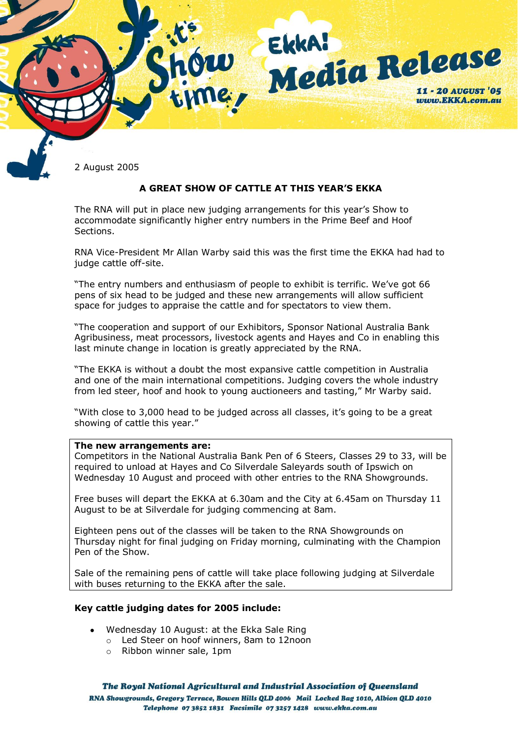EKKA! Media Release

11 - 20 AUGUST '05
www.EKKA.com.au

2 August 2005

## A GREAT SHOW OF CATTLE AT THIS YEAR'S EKKA

The RNA will put in place new judging arrangements for this year's Show to accommodate significantly higher entry numbers in the Prime Beef and Hoof Sections.

RNA Vice-President Mr Allan Warby said this was the first time the EKKA had had to judge cattle off-site.

"The entry numbers and enthusiasm of people to exhibit is terrific. We've got 66 pens of six head to be judged and these new arrangements will allow sufficient space for judges to appraise the cattle and for spectators to view them.

"The cooperation and support of our Exhibitors, Sponsor National Australia Bank Agribusiness, meat processors, livestock agents and Hayes and Co in enabling this last minute change in location is greatly appreciated by the RNA.

"The EKKA is without a doubt the most expansive cattle competition in Australia and one of the main international competitions. Judging covers the whole industry from led steer, hoof and hook to young auctioneers and tasting," Mr Warby said.

"With close to 3,000 head to be judged across all classes, it's going to be a great showing of cattle this year."

**The new arrangements are:**
Competitors in the National Australia Bank Pen of 6 Steers, Classes 29 to 33, will be required to unload at Hayes and Co Silverdale Saleyards south of Ipswich on Wednesday 10 August and proceed with other entries to the RNA Showgrounds.

Free buses will depart the EKKA at 6.30am and the City at 6.45am on Thursday 11 August to be at Silverdale for judging commencing at 8am.

Eighteen pens out of the classes will be taken to the RNA Showgrounds on Thursday night for final judging on Friday morning, culminating with the Champion Pen of the Show.

Sale of the remaining pens of cattle will take place following judging at Silverdale with buses returning to the EKKA after the sale.

**Key cattle judging dates for 2005 include:**

- Wednesday 10 August: at the Ekka Sale Ring
  - Led Steer on hoof winners, 8am to 12noon
  - Ribbon winner sale, 1pm

*The Royal National Agricultural and Industrial Association of Queensland*
*RNA Showgrounds, Gregory Terrace, Bowen Hills QLD 4006 Mail Locked Bag 1010, Albion QLD 4010*
*Telephone 07 3852 1831 Facsimile 07 3257 1428 www.ekka.com.au*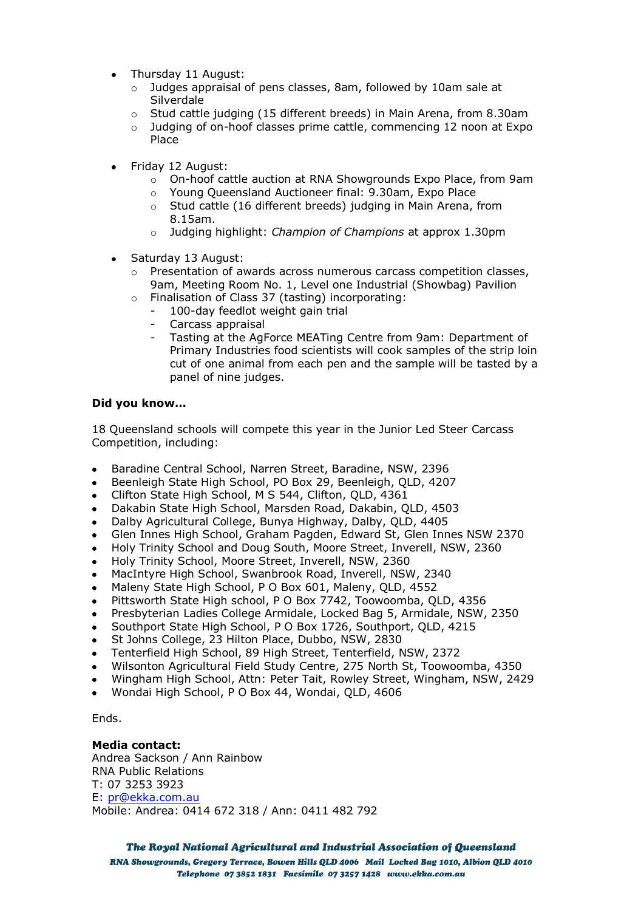- Thursday 11 August:
  - Judges appraisal of pens classes, 8am, followed by 10am sale at Silverdale
  - Stud cattle judging (15 different breeds) in Main Arena, from 8.30am
  - Judging of on-hoof classes prime cattle, commencing 12 noon at Expo Place

- Friday 12 August:
  - On-hoof cattle auction at RNA Showgrounds Expo Place, from 9am
  - Young Queensland Auctioneer final: 9.30am, Expo Place
  - Stud cattle (16 different breeds) judging in Main Arena, from 8.15am.
  - Judging highlight: *Champion of Champions* at approx 1.30pm

- Saturday 13 August:
  - Presentation of awards across numerous carcass competition classes, 9am, Meeting Room No. 1, Level one Industrial (Showbag) Pavilion
  - Finalisation of Class 37 (tasting) incorporating:
    - 100-day feedlot weight gain trial
    - Carcass appraisal
    - Tasting at the AgForce MEATing Centre from 9am: Department of Primary Industries food scientists will cook samples of the strip loin cut of one animal from each pen and the sample will be tasted by a panel of nine judges.

**Did you know…**

18 Queensland schools will compete this year in the Junior Led Steer Carcass Competition, including:

- Baradine Central School, Narren Street, Baradine, NSW, 2396
- Beenleigh State High School, PO Box 29, Beenleigh, QLD, 4207
- Clifton State High School, M S 544, Clifton, QLD, 4361
- Dakabin State High School, Marsden Road, Dakabin, QLD, 4503
- Dalby Agricultural College, Bunya Highway, Dalby, QLD, 4405
- Glen Innes High School, Graham Pagden, Edward St, Glen Innes NSW 2370
- Holy Trinity School and Doug South, Moore Street, Inverell, NSW, 2360
- Holy Trinity School, Moore Street, Inverell, NSW, 2360
- MacIntyre High School, Swanbrook Road, Inverell, NSW, 2340
- Maleny State High School, P O Box 601, Maleny, QLD, 4552
- Pittsworth State High school, P O Box 7742, Toowoomba, QLD, 4356
- Presbyterian Ladies College Armidale, Locked Bag 5, Armidale, NSW, 2350
- Southport State High School, P O Box 1726, Southport, QLD, 4215
- St Johns College, 23 Hilton Place, Dubbo, NSW, 2830
- Tenterfield High School, 89 High Street, Tenterfield, NSW, 2372
- Wilsonton Agricultural Field Study Centre, 275 North St, Toowoomba, 4350
- Wingham High School, Attn: Peter Tait, Rowley Street, Wingham, NSW, 2429
- Wondai High School, P O Box 44, Wondai, QLD, 4606

Ends.

**Media contact:**
Andrea Sackson / Ann Rainbow
RNA Public Relations
T: 07 3253 3923
E: pr@ekka.com.au
Mobile: Andrea: 0414 672 318 / Ann: 0411 482 792

*The Royal National Agricultural and Industrial Association of Queensland*
*RNA Showgrounds, Gregory Terrace, Bowen Hills QLD 4006 Mail Locked Bag 1010, Albion QLD 4010*
*Telephone 07 3852 1831 Facsimile 07 3257 1428 www.ekka.com.au*